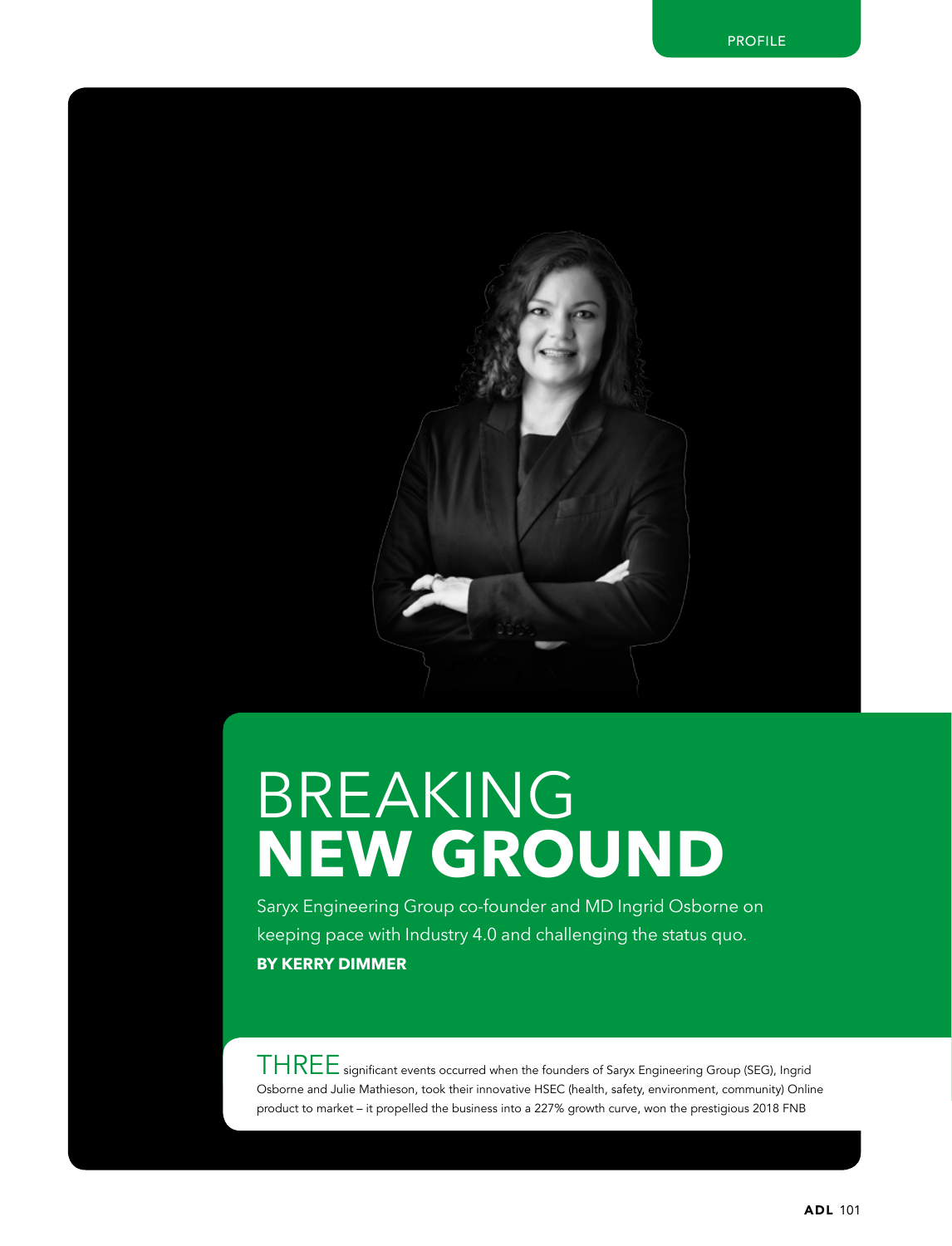# BREAKING **NEW GROUND**

Saryx Engineering Group co-founder and MD Ingrid Osborne on keeping pace with Industry 4.0 and challenging the status quo.

**BY KERRY DIMMER**

THREE significant events occurred when the founders of Saryx Engineering Group (SEG), Ingrid Osborne and Julie Mathieson, took their innovative HSEC (health, safety, environment, community) Online product to market – it propelled the business into a 227% growth curve, won the prestigious 2018 FNB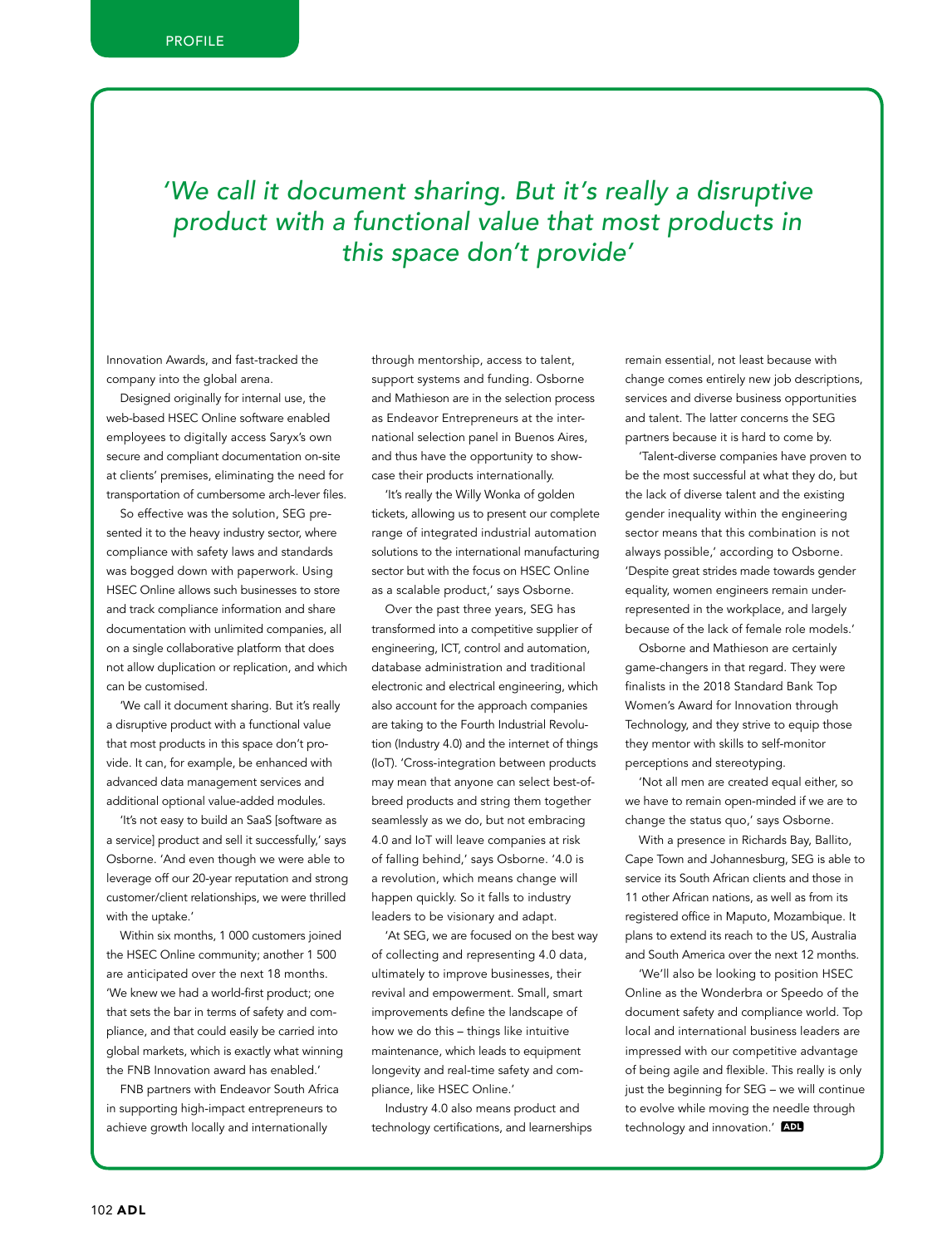*'We call it document sharing. But it's really a disruptive product with a functional value that most products in this space don't provide'*

Innovation Awards, and fast-tracked the company into the global arena.

Designed originally for internal use, the web-based HSEC Online software enabled employees to digitally access Saryx's own secure and compliant documentation on-site at clients' premises, eliminating the need for transportation of cumbersome arch-lever files.

So effective was the solution, SEG presented it to the heavy industry sector, where compliance with safety laws and standards was bogged down with paperwork. Using HSEC Online allows such businesses to store and track compliance information and share documentation with unlimited companies, all on a single collaborative platform that does not allow duplication or replication, and which can be customised.

'We call it document sharing. But it's really a disruptive product with a functional value that most products in this space don't provide. It can, for example, be enhanced with advanced data management services and additional optional value-added modules.

'It's not easy to build an SaaS [software as a service] product and sell it successfully,' says Osborne. 'And even though we were able to leverage off our 20-year reputation and strong customer/client relationships, we were thrilled with the uptake.'

Within six months, 1 000 customers joined the HSEC Online community; another 1 500 are anticipated over the next 18 months. 'We knew we had a world-first product; one that sets the bar in terms of safety and compliance, and that could easily be carried into global markets, which is exactly what winning the FNB Innovation award has enabled.'

FNB partners with Endeavor South Africa in supporting high-impact entrepreneurs to achieve growth locally and internationally through mentorship, access to talent, support systems and funding. Osborne and Mathieson are in the selection process as Endeavor Entrepreneurs at the international selection panel in Buenos Aires, and thus have the opportunity to showcase their products internationally.

'It's really the Willy Wonka of golden tickets, allowing us to present our complete range of integrated industrial automation solutions to the international manufacturing sector but with the focus on HSEC Online as a scalable product,' says Osborne.

Over the past three years, SEG has transformed into a competitive supplier of engineering, ICT, control and automation, database administration and traditional electronic and electrical engineering, which also account for the approach companies are taking to the Fourth Industrial Revolution (Industry 4.0) and the internet of things (IoT). 'Cross-integration between products may mean that anyone can select best-of-breed products and string them together seamlessly as we do, but not embracing 4.0 and IoT will leave companies at risk of falling behind,' says Osborne. '4.0 is a revolution, which means change will happen quickly. So it falls to industry leaders to be visionary and adapt.

'At SEG, we are focused on the best way of collecting and representing 4.0 data, ultimately to improve businesses, their revival and empowerment. Small, smart improvements define the landscape of how we do this – things like intuitive maintenance, which leads to equipment longevity and real-time safety and compliance, like HSEC Online.'

Industry 4.0 also means product and technology certifications, and learnerships remain essential, not least because with change comes entirely new job descriptions, services and diverse business opportunities and talent. The latter concerns the SEG partners because it is hard to come by.

'Talent-diverse companies have proven to be the most successful at what they do, but the lack of diverse talent and the existing gender inequality within the engineering sector means that this combination is not always possible,' according to Osborne. 'Despite great strides made towards gender equality, women engineers remain underrepresented in the workplace, and largely because of the lack of female role models.'

Osborne and Mathieson are certainly game-changers in that regard. They were finalists in the 2018 Standard Bank Top Women's Award for Innovation through Technology, and they strive to equip those they mentor with skills to self-monitor perceptions and stereotyping.

'Not all men are created equal either, so we have to remain open-minded if we are to change the status quo,' says Osborne.

With a presence in Richards Bay, Ballito, Cape Town and Johannesburg, SEG is able to service its South African clients and those in 11 other African nations, as well as from its registered office in Maputo, Mozambique. It plans to extend its reach to the US, Australia and South America over the next 12 months.

'We'll also be looking to position HSEC Online as the Wonderbra or Speedo of the document safety and compliance world. Top local and international business leaders are impressed with our competitive advantage of being agile and flexible. This really is only just the beginning for SEG – we will continue to evolve while moving the needle through technology and innovation.' **ADL**